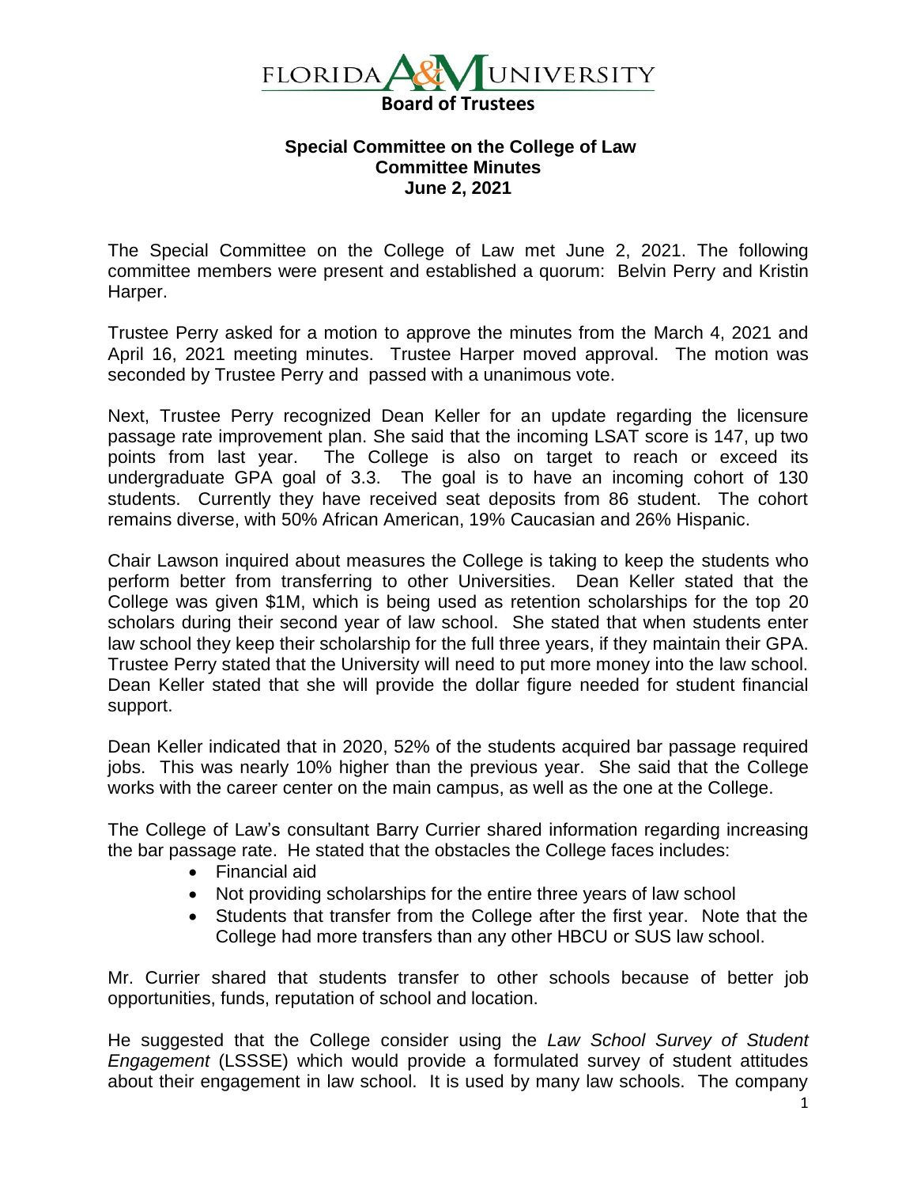# FLORIDA A&M UNIVERSITY

## Board of Trustees

### Special Committee on the College of Law
### Committee Minutes
### June 2, 2021

The Special Committee on the College of Law met June 2, 2021. The following committee members were present and established a quorum: Belvin Perry and Kristin Harper.

Trustee Perry asked for a motion to approve the minutes from the March 4, 2021 and April 16, 2021 meeting minutes. Trustee Harper moved approval. The motion was seconded by Trustee Perry and passed with a unanimous vote.

Next, Trustee Perry recognized Dean Keller for an update regarding the licensure passage rate improvement plan. She said that the incoming LSAT score is 147, up two points from last year. The College is also on target to reach or exceed its undergraduate GPA goal of 3.3. The goal is to have an incoming cohort of 130 students. Currently they have received seat deposits from 86 student. The cohort remains diverse, with 50% African American, 19% Caucasian and 26% Hispanic.

Chair Lawson inquired about measures the College is taking to keep the students who perform better from transferring to other Universities. Dean Keller stated that the College was given $1M, which is being used as retention scholarships for the top 20 scholars during their second year of law school. She stated that when students enter law school they keep their scholarship for the full three years, if they maintain their GPA. Trustee Perry stated that the University will need to put more money into the law school. Dean Keller stated that she will provide the dollar figure needed for student financial support.

Dean Keller indicated that in 2020, 52% of the students acquired bar passage required jobs. This was nearly 10% higher than the previous year. She said that the College works with the career center on the main campus, as well as the one at the College.

The College of Law's consultant Barry Currier shared information regarding increasing the bar passage rate. He stated that the obstacles the College faces includes:

- Financial aid
- Not providing scholarships for the entire three years of law school
- Students that transfer from the College after the first year. Note that the College had more transfers than any other HBCU or SUS law school.

Mr. Currier shared that students transfer to other schools because of better job opportunities, funds, reputation of school and location.

He suggested that the College consider using the *Law School Survey of Student Engagement* (LSSSE) which would provide a formulated survey of student attitudes about their engagement in law school. It is used by many law schools. The company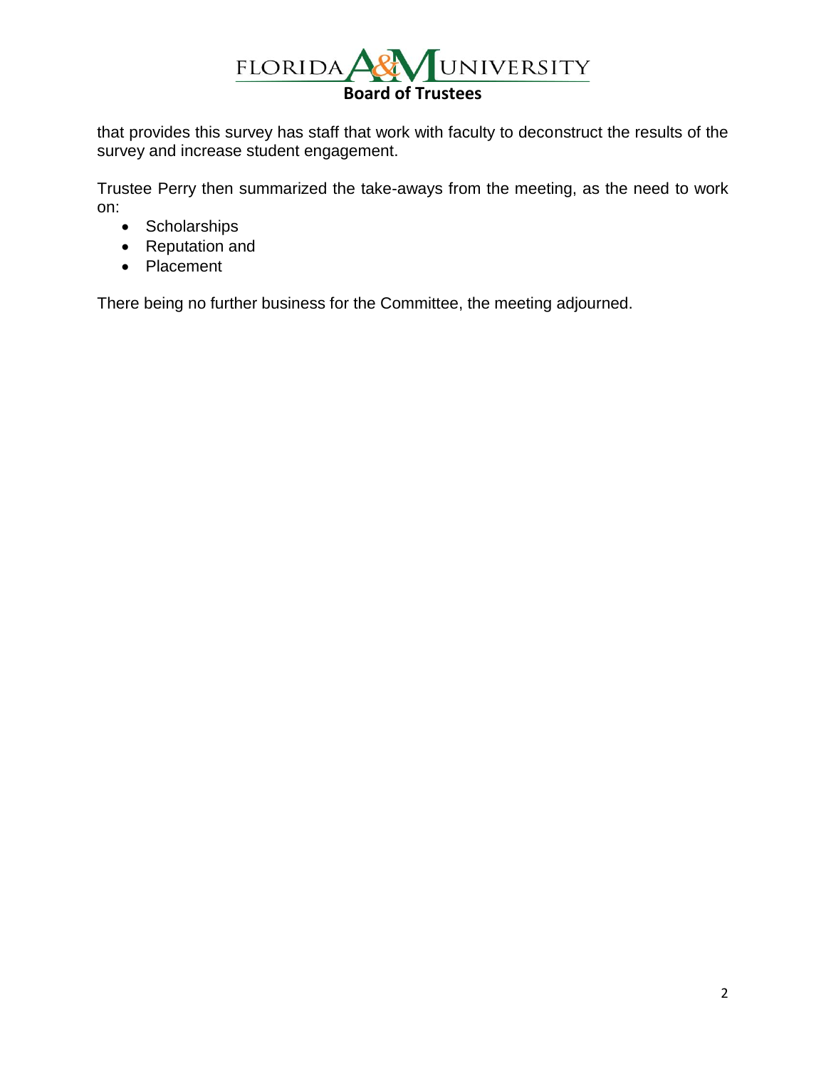that provides this survey has staff that work with faculty to deconstruct the results of the survey and increase student engagement.

Trustee Perry then summarized the take-aways from the meeting, as the need to work on:

- Scholarships
- Reputation and
- Placement

There being no further business for the Committee, the meeting adjourned.